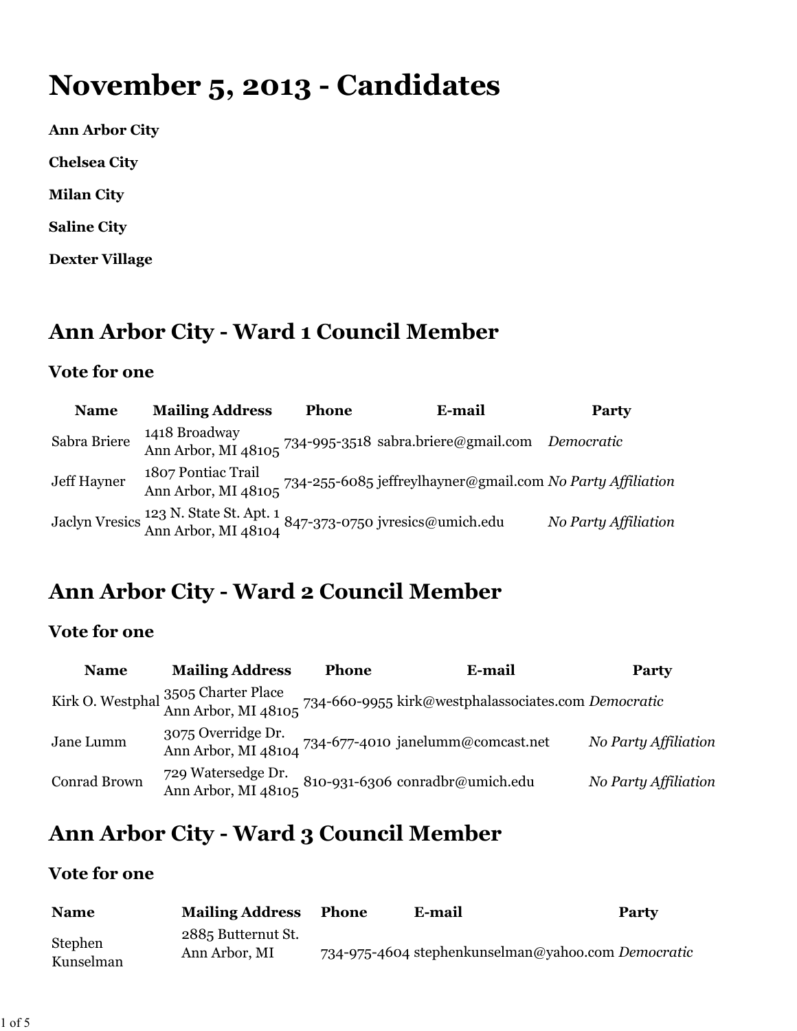# November 5, 2013 - Candidates

**Ann Arbor City**

**Chelsea City**

**Milan City**

**Saline City**

**Dexter Village**

## Ann Arbor City - Ward 1 Council Member

### Vote for one

| Name | Mailing Address | Phone | E-mail | Party |
|---|---|---|---|---|
| Sabra Briere | 1418 Broadway<br>Ann Arbor, MI 48105 | 734-995-3518 | sabra.briere@gmail.com | *Democratic* |
| Jeff Hayner | 1807 Pontiac Trail<br>Ann Arbor, MI 48105 | 734-255-6085 | jeffreylhayner@gmail.com | *No Party Affiliation* |
| Jaclyn Vresics | 123 N. State St. Apt. 1<br>Ann Arbor, MI 48104 | 847-373-0750 | jvresics@umich.edu | *No Party Affiliation* |

## Ann Arbor City - Ward 2 Council Member

### Vote for one

| Name | Mailing Address | Phone | E-mail | Party |
|---|---|---|---|---|
| Kirk O. Westphal | 3505 Charter Place<br>Ann Arbor, MI 48105 | 734-660-9955 | kirk@westphalassociates.com | *Democratic* |
| Jane Lumm | 3075 Overridge Dr.<br>Ann Arbor, MI 48104 | 734-677-4010 | janelumm@comcast.net | *No Party Affiliation* |
| Conrad Brown | 729 Watersedge Dr.<br>Ann Arbor, MI 48105 | 810-931-6306 | conradbr@umich.edu | *No Party Affiliation* |

## Ann Arbor City - Ward 3 Council Member

### Vote for one

| Name | Mailing Address | Phone | E-mail | Party |
|---|---|---|---|---|
| Stephen Kunselman | 2885 Butternut St.<br>Ann Arbor, MI | 734-975-4604 | stephenkunselman@yahoo.com | *Democratic* |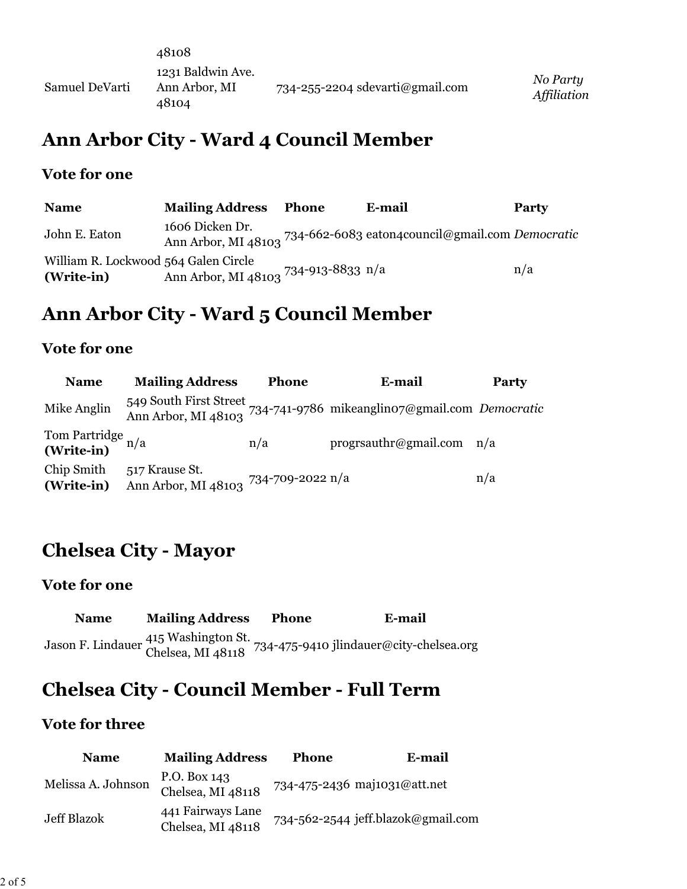| | | | | |
|---|---|---|---|---|
| | 48108 | | | |
| Samuel DeVarti | 1231 Baldwin Ave. Ann Arbor, MI 48104 | 734-255-2204 | sdevarti@gmail.com | *No Party Affiliation* |

## Ann Arbor City - Ward 4 Council Member

### Vote for one

| Name | Mailing Address | Phone | E-mail | Party |
|---|---|---|---|---|
| John E. Eaton | 1606 Dicken Dr. Ann Arbor, MI 48103 | 734-662-6083 | eaton4council@gmail.com | *Democratic* |
| William R. Lockwood **(Write-in)** | 564 Galen Circle Ann Arbor, MI 48103 | 734-913-8833 | n/a | n/a |

## Ann Arbor City - Ward 5 Council Member

### Vote for one

| Name | Mailing Address | Phone | E-mail | Party |
|---|---|---|---|---|
| Mike Anglin | 549 South First Street Ann Arbor, MI 48103 | 734-741-9786 | mikeanglin07@gmail.com | *Democratic* |
| Tom Partridge **(Write-in)** | n/a | n/a | progrsauthr@gmail.com | n/a |
| Chip Smith **(Write-in)** | 517 Krause St. Ann Arbor, MI 48103 | 734-709-2022 | n/a | n/a |

## Chelsea City - Mayor

### Vote for one

| Name | Mailing Address | Phone | E-mail |
|---|---|---|---|
| Jason F. Lindauer | 415 Washington St. Chelsea, MI 48118 | 734-475-9410 | jlindauer@city-chelsea.org |

## Chelsea City - Council Member - Full Term

### Vote for three

| Name | Mailing Address | Phone | E-mail |
|---|---|---|---|
| Melissa A. Johnson | P.O. Box 143 Chelsea, MI 48118 | 734-475-2436 | maj1031@att.net |
| Jeff Blazok | 441 Fairways Lane Chelsea, MI 48118 | 734-562-2544 | jeff.blazok@gmail.com |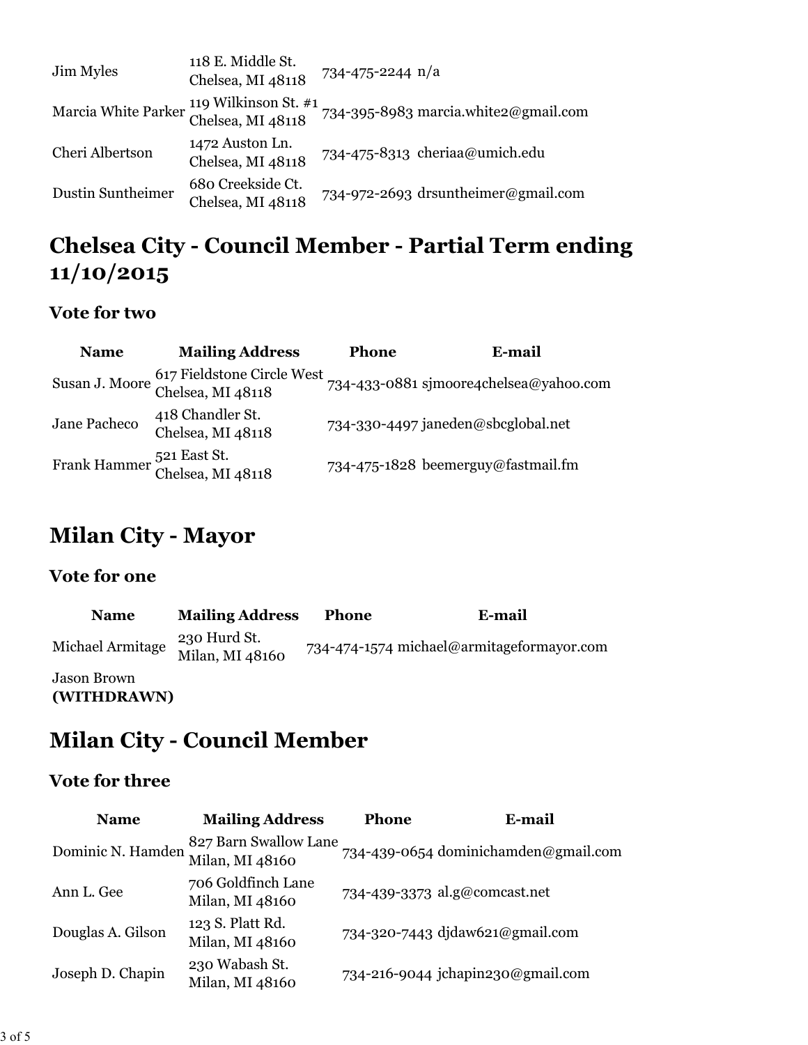| | | | |
|---|---|---|---|
| Jim Myles | 118 E. Middle St. Chelsea, MI 48118 | 734-475-2244 | n/a |
| Marcia White Parker | 119 Wilkinson St. #1 Chelsea, MI 48118 | 734-395-8983 | marcia.white2@gmail.com |
| Cheri Albertson | 1472 Auston Ln. Chelsea, MI 48118 | 734-475-8313 | cheriaa@umich.edu |
| Dustin Suntheimer | 680 Creekside Ct. Chelsea, MI 48118 | 734-972-2693 | drsuntheimer@gmail.com |

## Chelsea City - Council Member - Partial Term ending 11/10/2015

### Vote for two

| Name | Mailing Address | Phone | E-mail |
|---|---|---|---|
| Susan J. Moore | 617 Fieldstone Circle West Chelsea, MI 48118 | 734-433-0881 | sjmoore4chelsea@yahoo.com |
| Jane Pacheco | 418 Chandler St. Chelsea, MI 48118 | 734-330-4497 | janeden@sbcglobal.net |
| Frank Hammer | 521 East St. Chelsea, MI 48118 | 734-475-1828 | beemerguy@fastmail.fm |

## Milan City - Mayor

### Vote for one

| Name | Mailing Address | Phone | E-mail |
|---|---|---|---|
| Michael Armitage | 230 Hurd St. Milan, MI 48160 | 734-474-1574 | michael@armitageformayor.com |
| Jason Brown **(WITHDRAWN)** | | | |

## Milan City - Council Member

### Vote for three

| Name | Mailing Address | Phone | E-mail |
|---|---|---|---|
| Dominic N. Hamden | 827 Barn Swallow Lane Milan, MI 48160 | 734-439-0654 | dominichamden@gmail.com |
| Ann L. Gee | 706 Goldfinch Lane Milan, MI 48160 | 734-439-3373 | al.g@comcast.net |
| Douglas A. Gilson | 123 S. Platt Rd. Milan, MI 48160 | 734-320-7443 | djdaw621@gmail.com |
| Joseph D. Chapin | 230 Wabash St. Milan, MI 48160 | 734-216-9044 | jchapin230@gmail.com |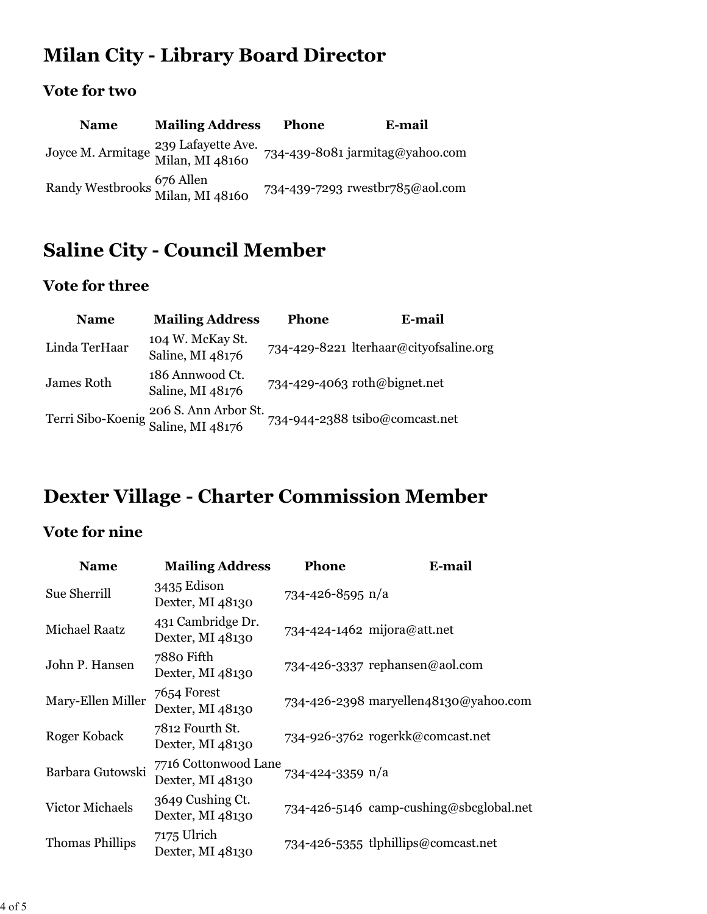## Milan City - Library Board Director

### Vote for two

| Name | Mailing Address | Phone | E-mail |
|---|---|---|---|
| Joyce M. Armitage | 239 Lafayette Ave. Milan, MI 48160 | 734-439-8081 | jarmitag@yahoo.com |
| Randy Westbrooks | 676 Allen Milan, MI 48160 | 734-439-7293 | rwestbr785@aol.com |

## Saline City - Council Member

### Vote for three

| Name | Mailing Address | Phone | E-mail |
|---|---|---|---|
| Linda TerHaar | 104 W. McKay St. Saline, MI 48176 | 734-429-8221 | lterhaar@cityofsaline.org |
| James Roth | 186 Annwood Ct. Saline, MI 48176 | 734-429-4063 | roth@bignet.net |
| Terri Sibo-Koenig | 206 S. Ann Arbor St. Saline, MI 48176 | 734-944-2388 | tsibo@comcast.net |

## Dexter Village - Charter Commission Member

### Vote for nine

| Name | Mailing Address | Phone | E-mail |
|---|---|---|---|
| Sue Sherrill | 3435 Edison Dexter, MI 48130 | 734-426-8595 | n/a |
| Michael Raatz | 431 Cambridge Dr. Dexter, MI 48130 | 734-424-1462 | mijora@att.net |
| John P. Hansen | 7880 Fifth Dexter, MI 48130 | 734-426-3337 | rephansen@aol.com |
| Mary-Ellen Miller | 7654 Forest Dexter, MI 48130 | 734-426-2398 | maryellen48130@yahoo.com |
| Roger Koback | 7812 Fourth St. Dexter, MI 48130 | 734-926-3762 | rogerkk@comcast.net |
| Barbara Gutowski | 7716 Cottonwood Lane Dexter, MI 48130 | 734-424-3359 | n/a |
| Victor Michaels | 3649 Cushing Ct. Dexter, MI 48130 | 734-426-5146 | camp-cushing@sbcglobal.net |
| Thomas Phillips | 7175 Ulrich Dexter, MI 48130 | 734-426-5355 | tlphillips@comcast.net |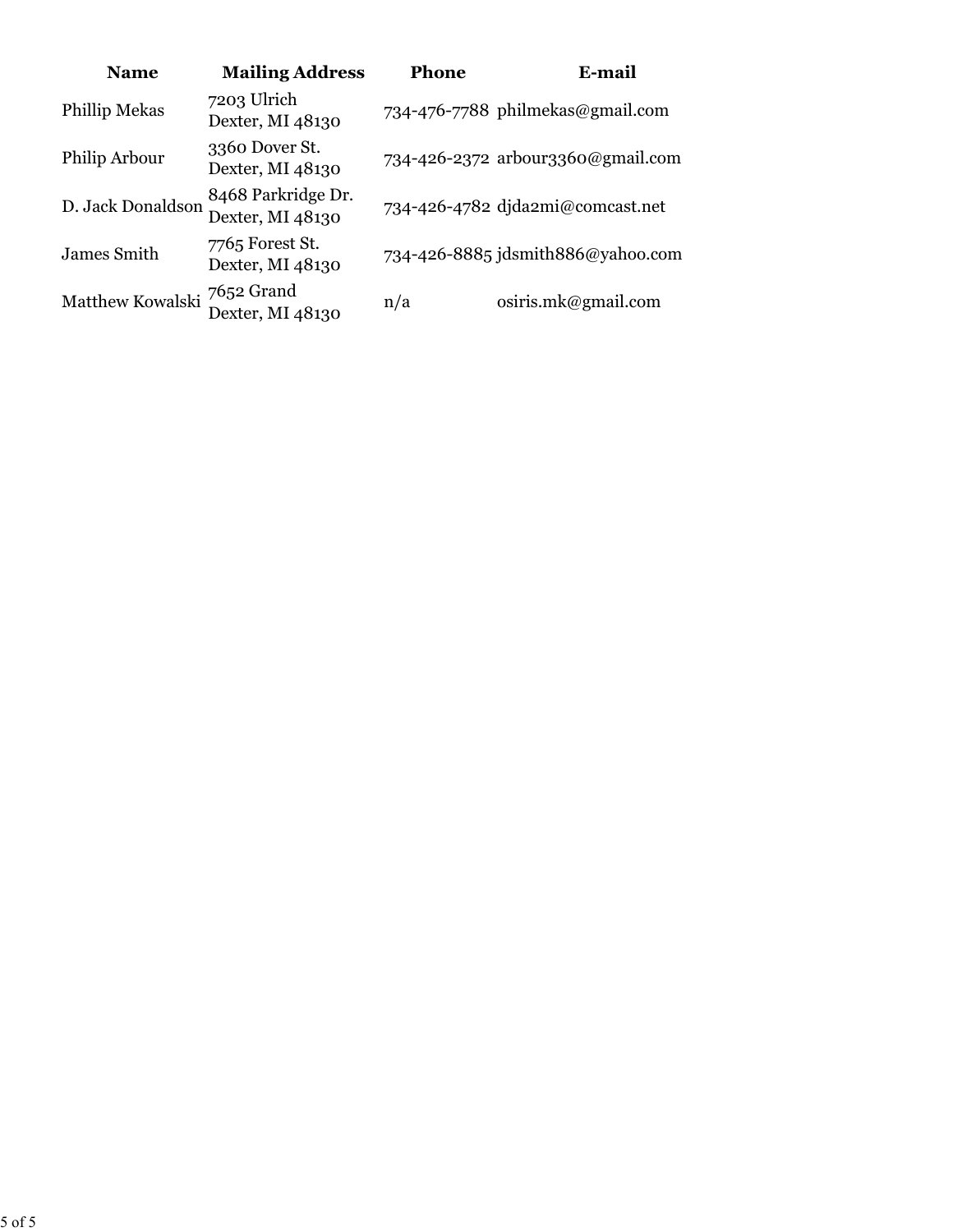| Name | Mailing Address | Phone | E-mail |
| --- | --- | --- | --- |
| Phillip Mekas | 7203 Ulrich<br>Dexter, MI 48130 | 734-476-7788 | philmekas@gmail.com |
| Philip Arbour | 3360 Dover St.<br>Dexter, MI 48130 | 734-426-2372 | arbour3360@gmail.com |
| D. Jack Donaldson | 8468 Parkridge Dr.<br>Dexter, MI 48130 | 734-426-4782 | djda2mi@comcast.net |
| James Smith | 7765 Forest St.<br>Dexter, MI 48130 | 734-426-8885 | jdsmith886@yahoo.com |
| Matthew Kowalski | 7652 Grand<br>Dexter, MI 48130 | n/a | osiris.mk@gmail.com |